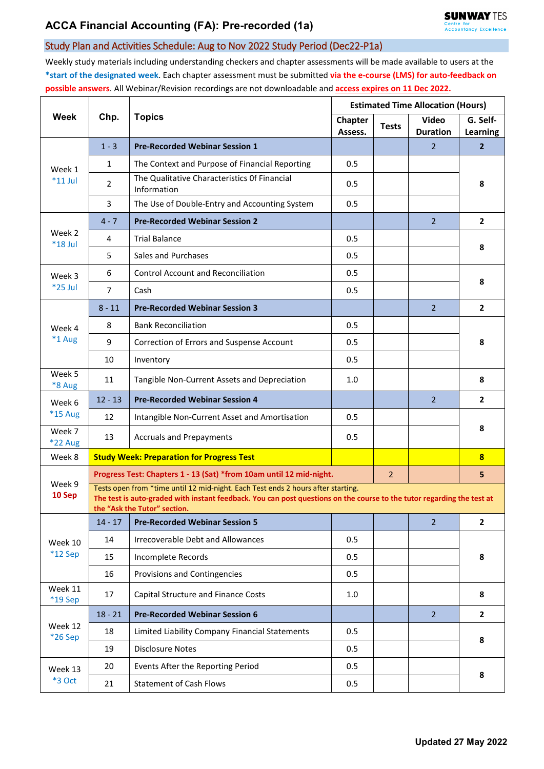# ACCA Financial Accounting (FA): Pre-recorded (1a)

SUNWAY TES
Centre for Accountancy Excellence

## Study Plan and Activities Schedule: Aug to Nov 2022 Study Period (Dec22-P1a)

Weekly study materials including understanding checkers and chapter assessments will be made available to users at the **\*start of the designated week**. Each chapter assessment must be submitted **via the e-course (LMS) for auto-feedback on possible answers**. All Webinar/Revision recordings are not downloadable and **access expires on 11 Dec 2022.**

| Week | Chp. | Topics | Estimated Time Allocation (Hours) | | | |
|---|---|---|---|---|---|---|
| | | | Chapter Assess. | Tests | Video Duration | G. Self-Learning |
| Week 1 *11 Jul | 1 - 3 | **Pre-Recorded Webinar Session 1** | | | 2 | **2** |
| | 1 | The Context and Purpose of Financial Reporting | 0.5 | | | **8** |
| | 2 | The Qualitative Characteristics 0f Financial Information | 0.5 | | | |
| | 3 | The Use of Double-Entry and Accounting System | 0.5 | | | |
| Week 2 *18 Jul | 4 - 7 | **Pre-Recorded Webinar Session 2** | | | 2 | **2** |
| | 4 | Trial Balance | 0.5 | | | **8** |
| | 5 | Sales and Purchases | 0.5 | | | |
| Week 3 *25 Jul | 6 | Control Account and Reconciliation | 0.5 | | | **8** |
| | 7 | Cash | 0.5 | | | |
| Week 4 *1 Aug | 8 - 11 | **Pre-Recorded Webinar Session 3** | | | 2 | **2** |
| | 8 | Bank Reconciliation | 0.5 | | | **8** |
| | 9 | Correction of Errors and Suspense Account | 0.5 | | | |
| | 10 | Inventory | 0.5 | | | |
| Week 5 *8 Aug | 11 | Tangible Non-Current Assets and Depreciation | 1.0 | | | **8** |
| Week 6 *15 Aug | 12 - 13 | **Pre-Recorded Webinar Session 4** | | | 2 | **2** |
| | 12 | Intangible Non-Current Asset and Amortisation | 0.5 | | | **8** |
| Week 7 *22 Aug | 13 | Accruals and Prepayments | 0.5 | | | |
| Week 8 | **Study Week: Preparation for Progress Test** | | | | | **8** |
| Week 9 **10 Sep** | **Progress Test: Chapters 1 - 13 (Sat) *from 10am until 12 mid-night.** | | | 2 | | **5** |
| | Tests open from *time until 12 mid-night. Each Test ends 2 hours after starting. **The test is auto-graded with instant feedback. You can post questions on the course to the tutor regarding the test at the "Ask the Tutor" section.** | | | | | |
| Week 10 *12 Sep | 14 - 17 | **Pre-Recorded Webinar Session 5** | | | 2 | **2** |
| | 14 | Irrecoverable Debt and Allowances | 0.5 | | | **8** |
| | 15 | Incomplete Records | 0.5 | | | |
| | 16 | Provisions and Contingencies | 0.5 | | | |
| Week 11 *19 Sep | 17 | Capital Structure and Finance Costs | 1.0 | | | **8** |
| Week 12 *26 Sep | 18 - 21 | **Pre-Recorded Webinar Session 6** | | | 2 | **2** |
| | 18 | Limited Liability Company Financial Statements | 0.5 | | | **8** |
| | 19 | Disclosure Notes | 0.5 | | | |
| Week 13 *3 Oct | 20 | Events After the Reporting Period | 0.5 | | | **8** |
| | 21 | Statement of Cash Flows | 0.5 | | | |

**Updated 27 May 2022**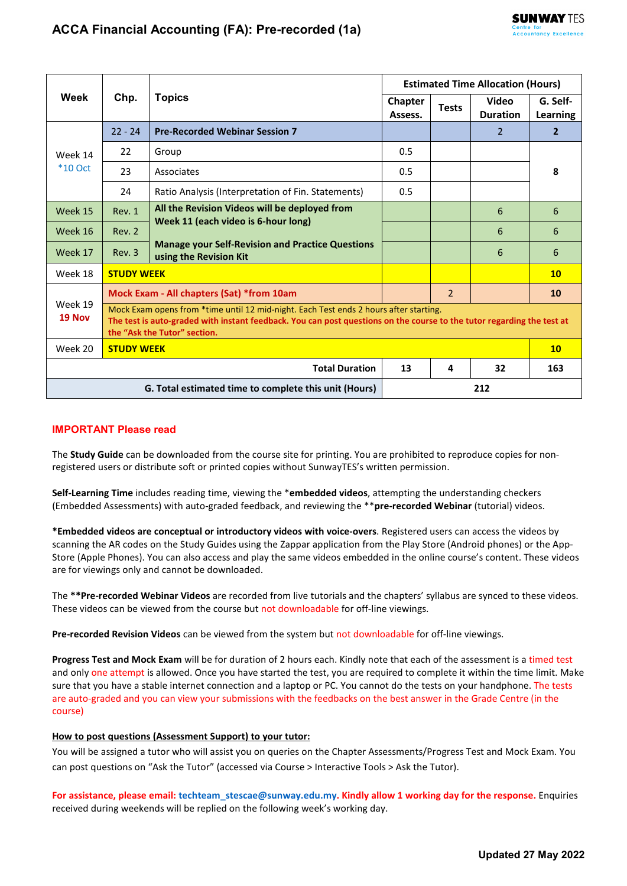# ACCA Financial Accounting (FA): Pre-recorded (1a)

| Week | Chp. | Topics | Estimated Time Allocation (Hours) | | | |
|---|---|---|---|---|---|---|
| | | | Chapter Assess. | Tests | Video Duration | G. Self-Learning |
| Week 14 *10 Oct | 22 - 24 | **Pre-Recorded Webinar Session 7** | | | 2 | **2** |
| | 22 | Group | 0.5 | | | **8** |
| | 23 | Associates | 0.5 | | | |
| | 24 | Ratio Analysis (Interpretation of Fin. Statements) | 0.5 | | | |
| Week 15 | Rev. 1 | **All the Revision Videos will be deployed from Week 11 (each video is 6-hour long)** **Manage your Self-Revision and Practice Questions using the Revision Kit** | | | 6 | 6 |
| Week 16 | Rev. 2 | | | | 6 | 6 |
| Week 17 | Rev. 3 | | | | 6 | 6 |
| Week 18 | **STUDY WEEK** | | | | | **10** |
| Week 19 **19 Nov** | **Mock Exam - All chapters (Sat) *from 10am** | | | 2 | | **10** |
| | Mock Exam opens from *time until 12 mid-night. Each Test ends 2 hours after starting. **The test is auto-graded with instant feedback. You can post questions on the course to the tutor regarding the test at the "Ask the Tutor" section.** | | | | | |
| Week 20 | **STUDY WEEK** | | | | | **10** |
| **Total Duration** | | | **13** | **4** | **32** | **163** |
| **G. Total estimated time to complete this unit (Hours)** | | | **212** | | | |

## IMPORTANT Please read

The **Study Guide** can be downloaded from the course site for printing. You are prohibited to reproduce copies for non-registered users or distribute soft or printed copies without SunwayTES's written permission.

**Self-Learning Time** includes reading time, viewing the ***embedded videos**, attempting the understanding checkers (Embedded Assessments) with auto-graded feedback, and reviewing the ****pre-recorded Webinar** (tutorial) videos.

***Embedded videos are conceptual or introductory videos with voice-overs**. Registered users can access the videos by scanning the AR codes on the Study Guides using the Zappar application from the Play Store (Android phones) or the App-Store (Apple Phones). You can also access and play the same videos embedded in the online course's content. These videos are for viewings only and cannot be downloaded.

The ****Pre-recorded Webinar Videos** are recorded from live tutorials and the chapters' syllabus are synced to these videos. These videos can be viewed from the course but not downloadable for off-line viewings.

**Pre-recorded Revision Videos** can be viewed from the system but not downloadable for off-line viewings.

**Progress Test and Mock Exam** will be for duration of 2 hours each. Kindly note that each of the assessment is a timed test and only one attempt is allowed. Once you have started the test, you are required to complete it within the time limit. Make sure that you have a stable internet connection and a laptop or PC. You cannot do the tests on your handphone. The tests are auto-graded and you can view your submissions with the feedbacks on the best answer in the Grade Centre (in the course)

**How to post questions (Assessment Support) to your tutor:**

You will be assigned a tutor who will assist you on queries on the Chapter Assessments/Progress Test and Mock Exam. You can post questions on "Ask the Tutor" (accessed via Course > Interactive Tools > Ask the Tutor).

**For assistance, please email: techteam_stescae@sunway.edu.my. Kindly allow 1 working day for the response.** Enquiries received during weekends will be replied on the following week's working day.

**Updated 27 May 2022**